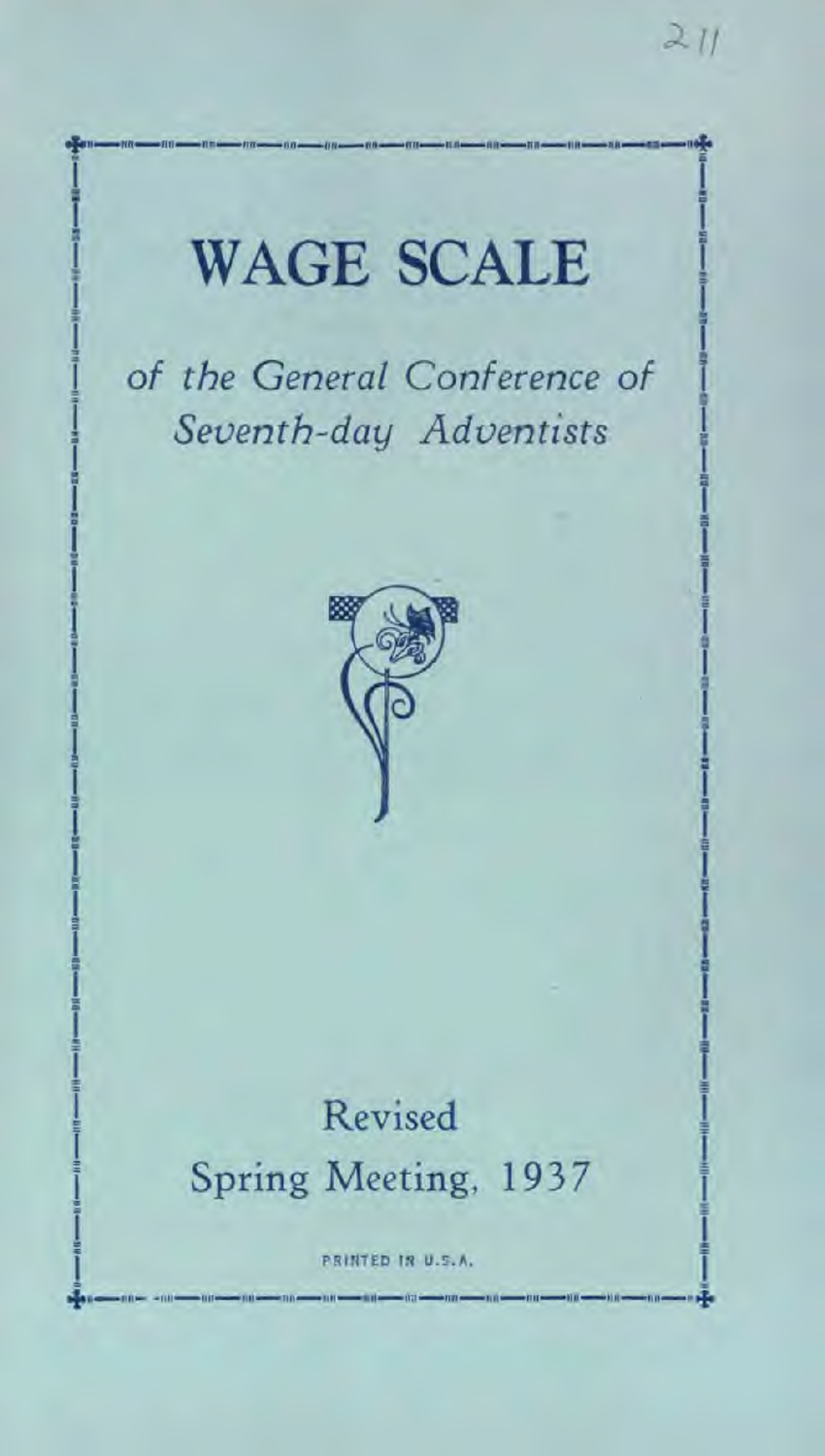# WAGE SCALE

*of the General Conference of Seventh-day Adventists*

Revised
Spring Meeting, 1937

PRINTED IN U.S.A.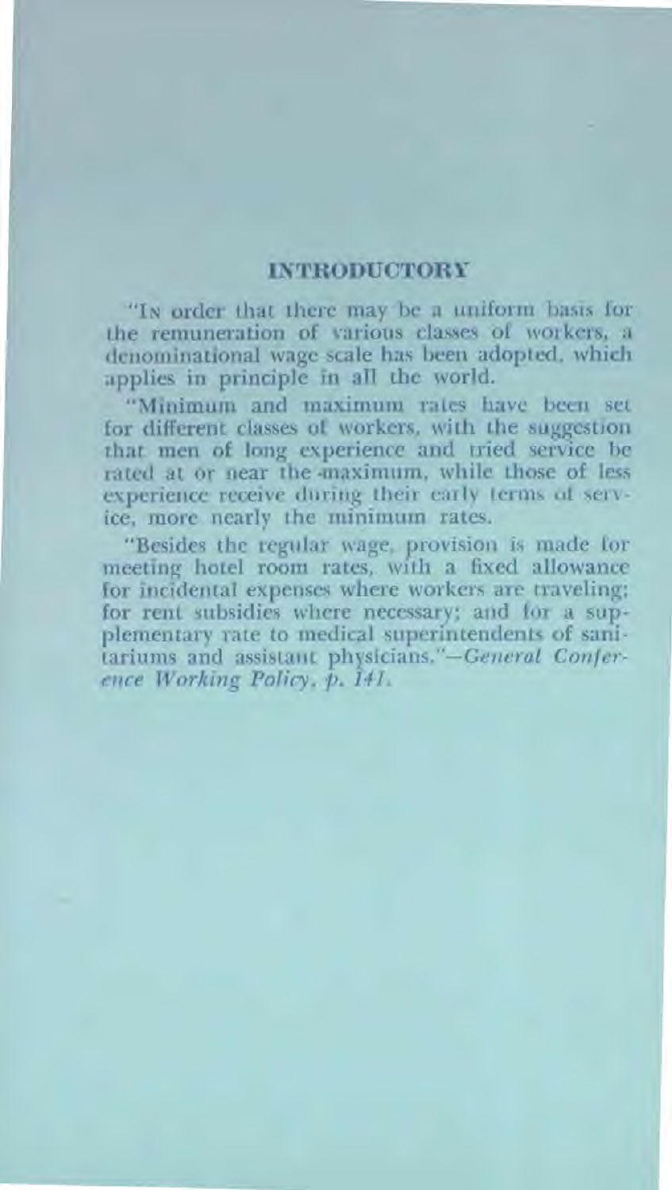## INTRODUCTORY

"In order that there may be a uniform basis for the remuneration of various classes of workers, a denominational wage scale has been adopted, which applies in principle in all the world.

"Minimum and maximum rates have been set for different classes of workers, with the suggestion that men of long experience and tried service be rated at or near the maximum, while those of less experience receive during their early terms of service, more nearly the minimum rates.

"Besides the regular wage, provision is made for meeting hotel room rates, with a fixed allowance for incidental expenses where workers are traveling; for rent subsidies where necessary; and for a supplementary rate to medical superintendents of sanitariums and assistant physicians."—*General Conference Working Policy, p. 141.*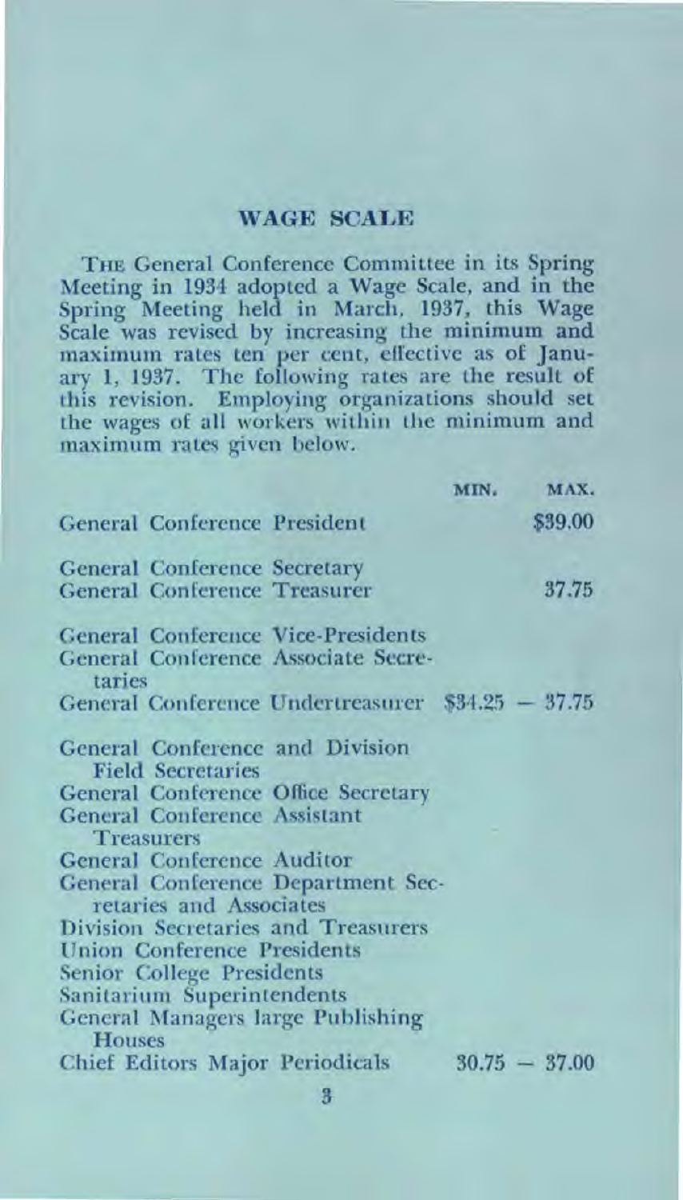## WAGE SCALE

THE General Conference Committee in its Spring Meeting in 1934 adopted a Wage Scale, and in the Spring Meeting held in March, 1937, this Wage Scale was revised by increasing the minimum and maximum rates ten per cent, effective as of January 1, 1937. The following rates are the result of this revision. Employing organizations should set the wages of all workers within the minimum and maximum rates given below.

| | MIN. | MAX. |
|---|---|---|
| General Conference President | | $39.00 |
| General Conference Secretary<br>General Conference Treasurer | | 37.75 |
| General Conference Vice-Presidents<br>General Conference Associate Secretaries<br>General Conference Undertreasurer | $34.25 | 37.75 |
| General Conference and Division Field Secretaries<br>General Conference Office Secretary<br>General Conference Assistant Treasurers<br>General Conference Auditor<br>General Conference Department Secretaries and Associates<br>Division Secretaries and Treasurers<br>Union Conference Presidents<br>Senior College Presidents<br>Sanitarium Superintendents<br>General Managers large Publishing Houses<br>Chief Editors Major Periodicals | 30.75 | 37.00 |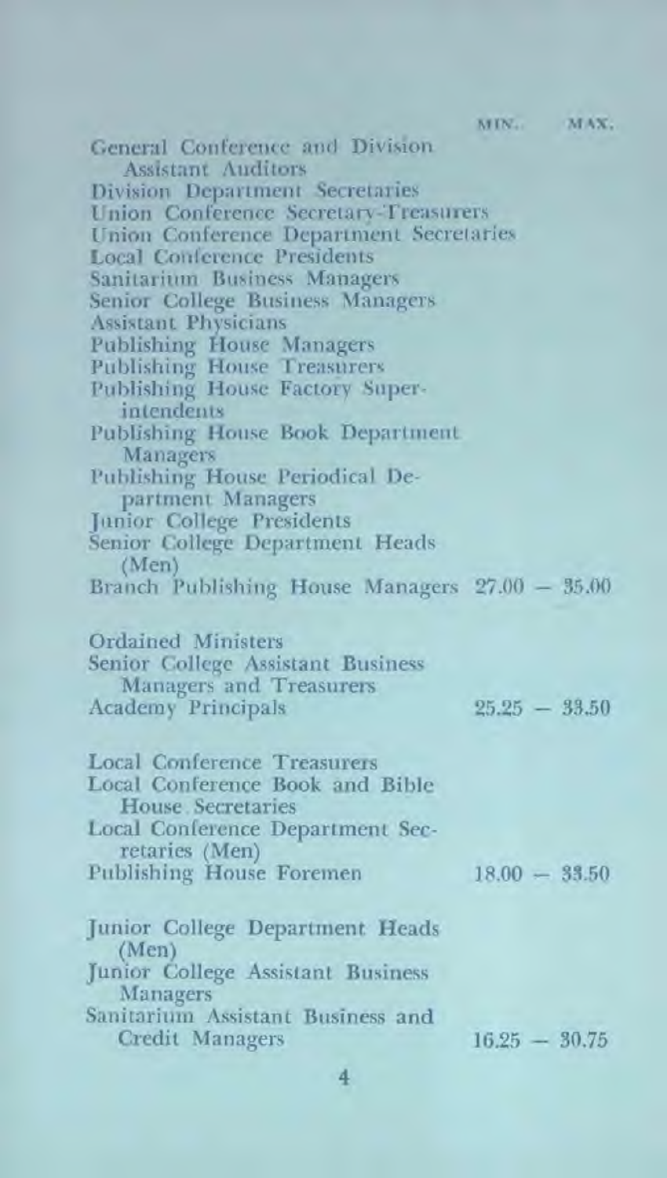| | MIN. | MAX. |
|---|---|---|
| General Conference and Division Assistant Auditors<br>Division Department Secretaries<br>Union Conference Secretary-Treasurers<br>Union Conference Department Secretaries<br>Local Conference Presidents<br>Sanitarium Business Managers<br>Senior College Business Managers<br>Assistant Physicians<br>Publishing House Managers<br>Publishing House Treasurers<br>Publishing House Factory Superintendents<br>Publishing House Book Department Managers<br>Publishing House Periodical Department Managers<br>Junior College Presidents<br>Senior College Department Heads (Men)<br>Branch Publishing House Managers | 27.00 — | 35.00 |
| Ordained Ministers<br>Senior College Assistant Business Managers and Treasurers<br>Academy Principals | 25.25 — | 33.50 |
| Local Conference Treasurers<br>Local Conference Book and Bible House Secretaries<br>Local Conference Department Secretaries (Men)<br>Publishing House Foremen | 18.00 — | 33.50 |
| Junior College Department Heads (Men)<br>Junior College Assistant Business Managers<br>Sanitarium Assistant Business and Credit Managers | 16.25 — | 30.75 |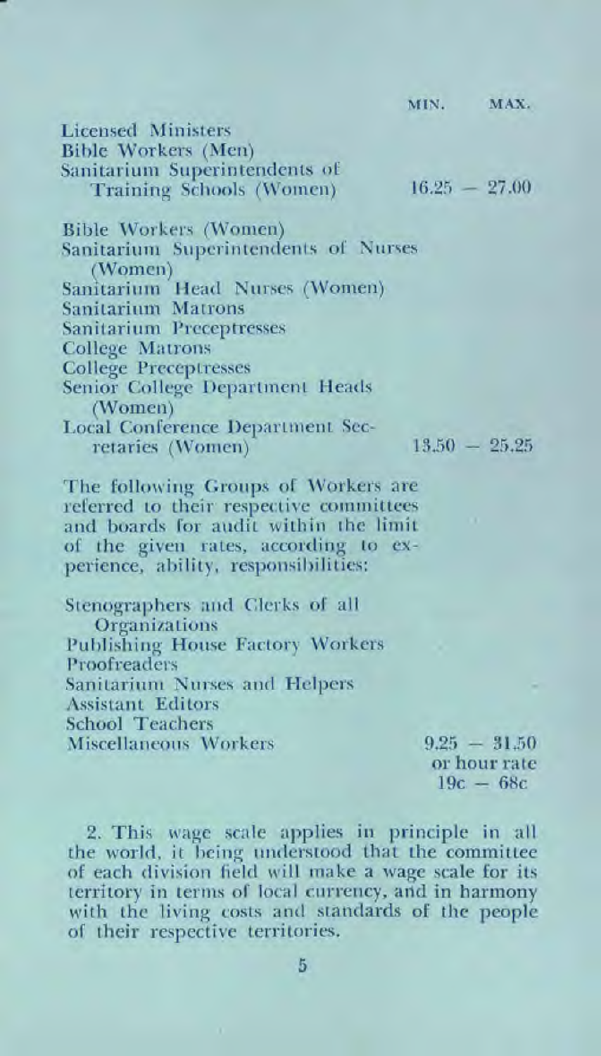| | MIN. — MAX. |
|---|---|
| Licensed Ministers<br>Bible Workers (Men)<br>Sanitarium Superintendents of Training Schools (Women) | 16.25 — 27.00 |
| Bible Workers (Women)<br>Sanitarium Superintendents of Nurses (Women)<br>Sanitarium Head Nurses (Women)<br>Sanitarium Matrons<br>Sanitarium Preceptresses<br>College Matrons<br>College Preceptresses<br>Senior College Department Heads (Women)<br>Local Conference Department Secretaries (Women) | 13.50 — 25.25 |
| The following Groups of Workers are referred to their respective committees and boards for audit within the limit of the given rates, according to experience, ability, responsibilities: | |
| Stenographers and Clerks of all Organizations<br>Publishing House Factory Workers<br>Proofreaders<br>Sanitarium Nurses and Helpers<br>Assistant Editors<br>School Teachers<br>Miscellaneous Workers | 9.25 — 31.50<br>or hour rate<br>19c — 68c |

2. This wage scale applies in principle in all the world, it being understood that the committee of each division field will make a wage scale for its territory in terms of local currency, and in harmony with the living costs and standards of the people of their respective territories.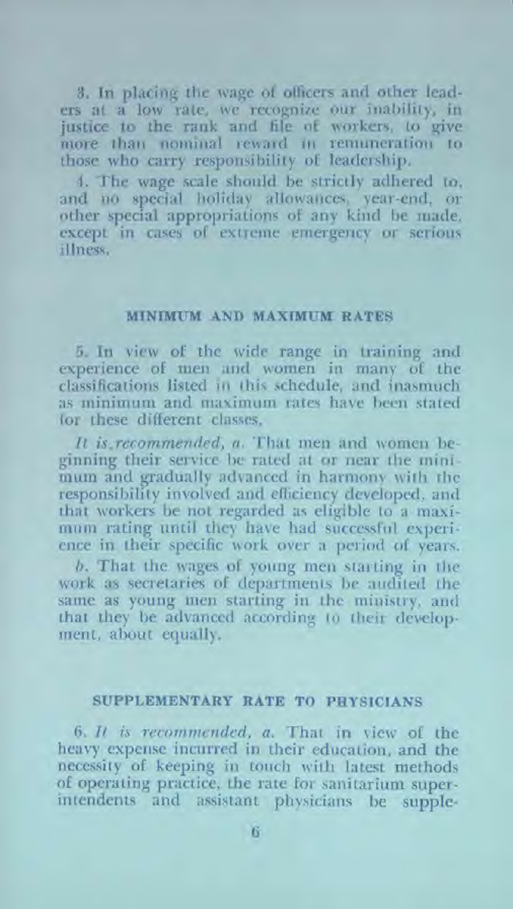3. In placing the wage of officers and other leaders at a low rate, we recognize our inability, in justice to the rank and file of workers, to give more than nominal reward in remuneration to those who carry responsibility of leadership.

4. The wage scale should be strictly adhered to, and no special holiday allowances, year-end, or other special appropriations of any kind be made, except in cases of extreme emergency or serious illness.

#### MINIMUM AND MAXIMUM RATES

5. In view of the wide range in training and experience of men and women in many of the classifications listed in this schedule, and inasmuch as minimum and maximum rates have been stated for these different classes,

*It is recommended, a.* That men and women beginning their service be rated at or near the minimum and gradually advanced in harmony with the responsibility involved and efficiency developed, and that workers be not regarded as eligible to a maximum rating until they have had successful experience in their specific work over a period of years.

*b.* That the wages of young men starting in the work as secretaries of departments be audited the same as young men starting in the ministry, and that they be advanced according to their development, about equally.

#### SUPPLEMENTARY RATE TO PHYSICIANS

6. *It is recommended, a.* That in view of the heavy expense incurred in their education, and the necessity of keeping in touch with latest methods of operating practice, the rate for sanitarium superintendents and assistant physicians be supple-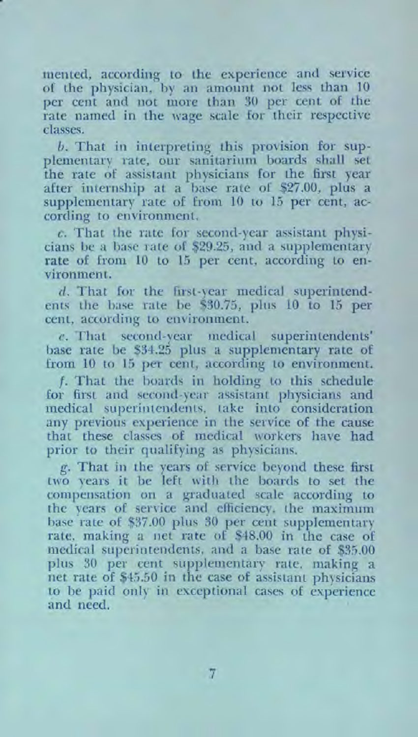mented, according to the experience and service of the physician, by an amount not less than 10 per cent and not more than 30 per cent of the rate named in the wage scale for their respective classes.

*b*. That in interpreting this provision for supplementary rate, our sanitarium boards shall set the rate of assistant physicians for the first year after internship at a base rate of $27.00, plus a supplementary rate of from 10 to 15 per cent, according to environment.

*c*. That the rate for second-year assistant physicians be a base rate of $29.25, and a supplementary rate of from 10 to 15 per cent, according to environment.

*d*. That for the first-year medical superintendents the base rate be $30.75, plus 10 to 15 per cent, according to environment.

*e*. That second-year medical superintendents' base rate be $34.25 plus a supplementary rate of from 10 to 15 per cent, according to environment.

*f*. That the boards in holding to this schedule for first and second-year assistant physicians and medical superintendents, take into consideration any previous experience in the service of the cause that these classes of medical workers have had prior to their qualifying as physicians.

*g*. That in the years of service beyond these first two years it be left with the boards to set the compensation on a graduated scale according to the years of service and efficiency, the maximum base rate of $37.00 plus 30 per cent supplementary rate, making a net rate of $48.00 in the case of medical superintendents, and a base rate of $35.00 plus 30 per cent supplementary rate, making a net rate of $45.50 in the case of assistant physicians to be paid only in exceptional cases of experience and need.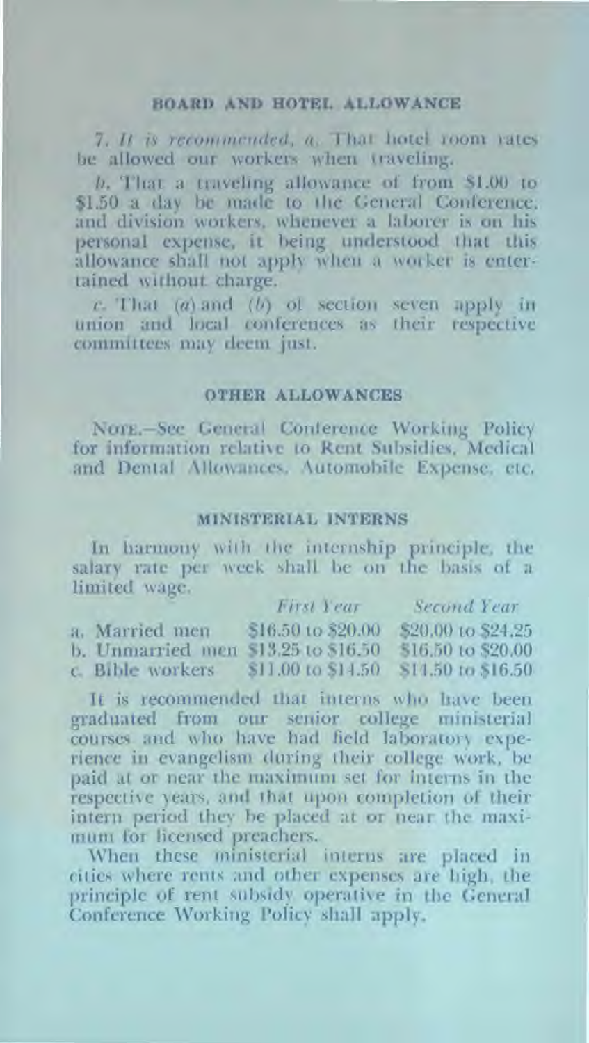## BOARD AND HOTEL ALLOWANCE

7. *It is recommended, a.* That hotel room rates be allowed our workers when traveling.

*b.* That a traveling allowance of from $1.00 to $1.50 a day be made to the General Conference, and division workers, whenever a laborer is on his personal expense, it being understood that this allowance shall not apply when a worker is entertained without charge.

*c.* That (*a*) and (*b*) of section seven apply in union and local conferences as their respective committees may deem just.

## OTHER ALLOWANCES

NOTE.—See General Conference Working Policy for information relative to Rent Subsidies, Medical and Dental Allowances, Automobile Expense, etc.

## MINISTERIAL INTERNS

In harmony with the internship principle, the salary rate per week shall be on the basis of a limited wage.

| | *First Year* | *Second Year* |
|---|---|---|
| a. Married men | $16.50 to $20.00 | $20.00 to $24.25 |
| b. Unmarried men | $13.25 to $16.50 | $16.50 to $20.00 |
| c. Bible workers | $11.00 to $14.50 | $14.50 to $16.50 |

It is recommended that interns who have been graduated from our senior college ministerial courses and who have had field laboratory experience in evangelism during their college work, be paid at or near the maximum set for interns in the respective years, and that upon completion of their intern period they be placed at or near the maximum for licensed preachers.

When these ministerial interns are placed in cities where rents and other expenses are high, the principle of rent subsidy operative in the General Conference Working Policy shall apply.